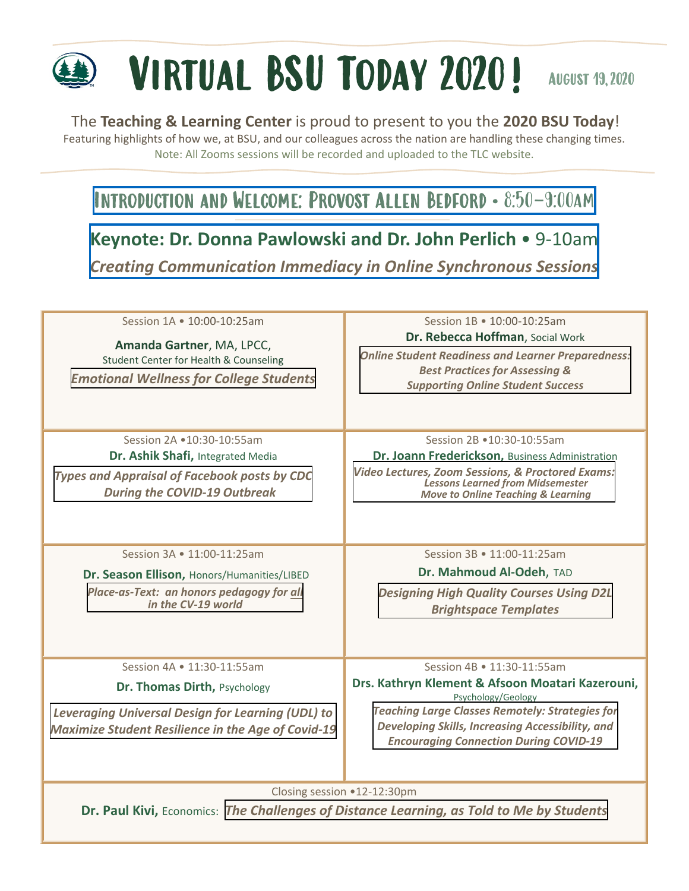# Virtual BSU Today 2020!

August 19, 2020

The **Teaching & Learning Center** is proud to present to you the **2020 BSU Today**!

Featuring highlights of how we, at BSU, and our colleagues across the nation are handling these changing times.

Note: All Zooms sessions will be recorded and uploaded to the TLC website.

## Introduction and Welcome: Provost Allen Bedford • 8:50–9:00am

## Keynote: Dr. Donna Pawlowski and Dr. John Perlich • 9-10am

***Creating Communication Immediacy in Online Synchronous Sessions***

| | |
|---|---|
| Session 1A • 10:00-10:25am<br>**Amanda Gartner**, MA, LPCC, Student Center for Health & Counseling<br>***Emotional Wellness for College Students*** | Session 1B • 10:00-10:25am<br>**Dr. Rebecca Hoffman**, Social Work<br>***Online Student Readiness and Learner Preparedness: Best Practices for Assessing & Supporting Online Student Success*** |
| Session 2A •10:30-10:55am<br>**Dr. Ashik Shafi,** Integrated Media<br>***Types and Appraisal of Facebook posts by CDC During the COVID-19 Outbreak*** | Session 2B •10:30-10:55am<br>**Dr. Joann Frederickson,** Business Administration<br>***Video Lectures, Zoom Sessions, & Proctored Exams: Lessons Learned from Midsemester Move to Online Teaching & Learning*** |
| Session 3A • 11:00-11:25am<br>**Dr. Season Ellison,** Honors/Humanities/LIBED<br>***Place-as-Text: an honors pedagogy for all in the CV-19 world*** | Session 3B • 11:00-11:25am<br>**Dr. Mahmoud Al-Odeh**, TAD<br>***Designing High Quality Courses Using D2L Brightspace Templates*** |
| Session 4A • 11:30-11:55am<br>**Dr. Thomas Dirth,** Psychology<br>***Leveraging Universal Design for Learning (UDL) to Maximize Student Resilience in the Age of Covid-19*** | Session 4B • 11:30-11:55am<br>**Drs. Kathryn Klement & Afsoon Moatari Kazerouni,** Psychology/Geology<br>***Teaching Large Classes Remotely: Strategies for Developing Skills, Increasing Accessibility, and Encouraging Connection During COVID-19*** |

Closing session •12-12:30pm

**Dr. Paul Kivi,** Economics: ***The Challenges of Distance Learning, as Told to Me by Students***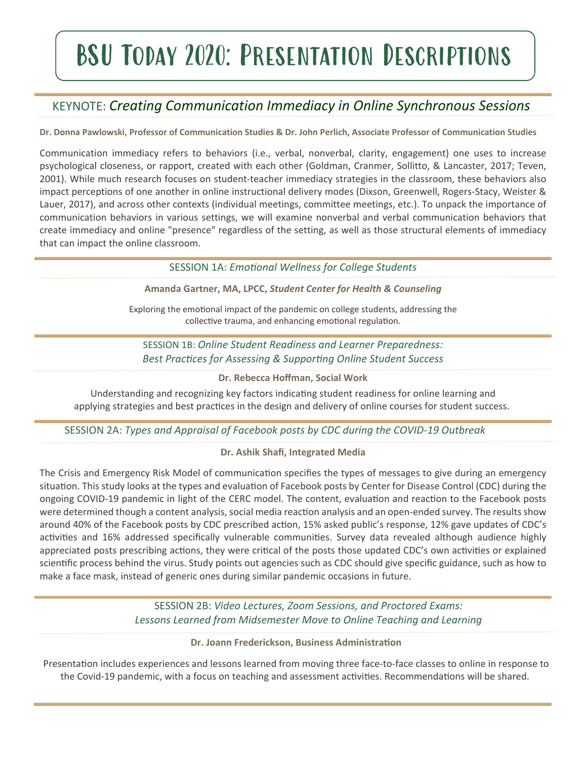# BSU Today 2020: Presentation Descriptions

## KEYNOTE: *Creating Communication Immediacy in Online Synchronous Sessions*

**Dr. Donna Pawlowski, Professor of Communication Studies & Dr. John Perlich, Associate Professor of Communication Studies**

Communication immediacy refers to behaviors (i.e., verbal, nonverbal, clarity, engagement) one uses to increase psychological closeness, or rapport, created with each other (Goldman, Cranmer, Sollitto, & Lancaster, 2017; Teven, 2001). While much research focuses on student-teacher immediacy strategies in the classroom, these behaviors also impact perceptions of one another in online instructional delivery modes (Dixson, Greenwell, Rogers-Stacy, Weister & Lauer, 2017), and across other contexts (individual meetings, committee meetings, etc.). To unpack the importance of communication behaviors in various settings, we will examine nonverbal and verbal communication behaviors that create immediacy and online "presence" regardless of the setting, as well as those structural elements of immediacy that can impact the online classroom.

## SESSION 1A: *Emotional Wellness for College Students*

**Amanda Gartner, MA, LPCC, *Student Center for Health & Counseling***

Exploring the emotional impact of the pandemic on college students, addressing the collective trauma, and enhancing emotional regulation.

## SESSION 1B: *Online Student Readiness and Learner Preparedness: Best Practices for Assessing & Supporting Online Student Success*

**Dr. Rebecca Hoffman, Social Work**

Understanding and recognizing key factors indicating student readiness for online learning and applying strategies and best practices in the design and delivery of online courses for student success.

## SESSION 2A: *Types and Appraisal of Facebook posts by CDC during the COVID-19 Outbreak*

**Dr. Ashik Shafi, Integrated Media**

The Crisis and Emergency Risk Model of communication specifies the types of messages to give during an emergency situation. This study looks at the types and evaluation of Facebook posts by Center for Disease Control (CDC) during the ongoing COVID-19 pandemic in light of the CERC model. The content, evaluation and reaction to the Facebook posts were determined though a content analysis, social media reaction analysis and an open-ended survey. The results show around 40% of the Facebook posts by CDC prescribed action, 15% asked public's response, 12% gave updates of CDC's activities and 16% addressed specifically vulnerable communities. Survey data revealed although audience highly appreciated posts prescribing actions, they were critical of the posts those updated CDC's own activities or explained scientific process behind the virus. Study points out agencies such as CDC should give specific guidance, such as how to make a face mask, instead of generic ones during similar pandemic occasions in future.

## SESSION 2B: *Video Lectures, Zoom Sessions, and Proctored Exams: Lessons Learned from Midsemester Move to Online Teaching and Learning*

**Dr. Joann Frederickson, Business Administration**

Presentation includes experiences and lessons learned from moving three face-to-face classes to online in response to the Covid-19 pandemic, with a focus on teaching and assessment activities. Recommendations will be shared.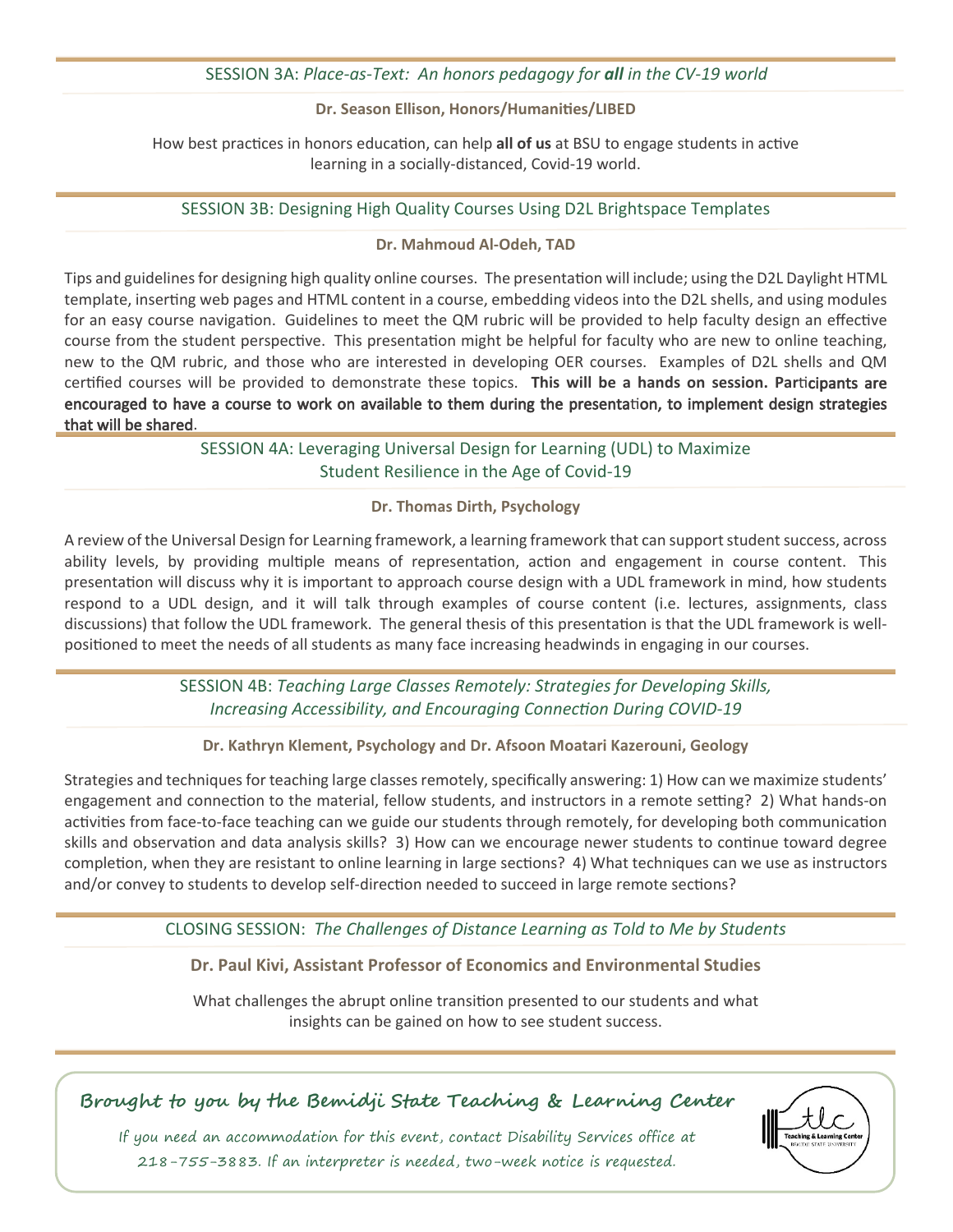## SESSION 3A: *Place-as-Text: An honors pedagogy for **all** in the CV-19 world*

**Dr. Season Ellison, Honors/Humanities/LIBED**

How best practices in honors education, can help **all of us** at BSU to engage students in active learning in a socially-distanced, Covid-19 world.

## SESSION 3B: Designing High Quality Courses Using D2L Brightspace Templates

**Dr. Mahmoud Al-Odeh, TAD**

Tips and guidelines for designing high quality online courses. The presentation will include; using the D2L Daylight HTML template, inserting web pages and HTML content in a course, embedding videos into the D2L shells, and using modules for an easy course navigation. Guidelines to meet the QM rubric will be provided to help faculty design an effective course from the student perspective. This presentation might be helpful for faculty who are new to online teaching, new to the QM rubric, and those who are interested in developing OER courses. Examples of D2L shells and QM certified courses will be provided to demonstrate these topics. **This will be a hands on session. Participants are encouraged to have a course to work on available to them during the presentation, to implement design strategies that will be shared**.

## SESSION 4A: Leveraging Universal Design for Learning (UDL) to Maximize Student Resilience in the Age of Covid-19

**Dr. Thomas Dirth, Psychology**

A review of the Universal Design for Learning framework, a learning framework that can support student success, across ability levels, by providing multiple means of representation, action and engagement in course content. This presentation will discuss why it is important to approach course design with a UDL framework in mind, how students respond to a UDL design, and it will talk through examples of course content (i.e. lectures, assignments, class discussions) that follow the UDL framework. The general thesis of this presentation is that the UDL framework is well-positioned to meet the needs of all students as many face increasing headwinds in engaging in our courses.

## SESSION 4B: *Teaching Large Classes Remotely: Strategies for Developing Skills, Increasing Accessibility, and Encouraging Connection During COVID-19*

**Dr. Kathryn Klement, Psychology and Dr. Afsoon Moatari Kazerouni, Geology**

Strategies and techniques for teaching large classes remotely, specifically answering: 1) How can we maximize students' engagement and connection to the material, fellow students, and instructors in a remote setting? 2) What hands-on activities from face-to-face teaching can we guide our students through remotely, for developing both communication skills and observation and data analysis skills? 3) How can we encourage newer students to continue toward degree completion, when they are resistant to online learning in large sections? 4) What techniques can we use as instructors and/or convey to students to develop self-direction needed to succeed in large remote sections?

## CLOSING SESSION: *The Challenges of Distance Learning as Told to Me by Students*

**Dr. Paul Kivi, Assistant Professor of Economics and Environmental Studies**

What challenges the abrupt online transition presented to our students and what insights can be gained on how to see student success.

**Brought to you by the Bemidji State Teaching & Learning Center**

If you need an accommodation for this event, contact Disability Services office at 218-755-3883. If an interpreter is needed, two-week notice is requested.

tlc
Teaching & Learning Center
BEMIDJI STATE UNIVERSITY